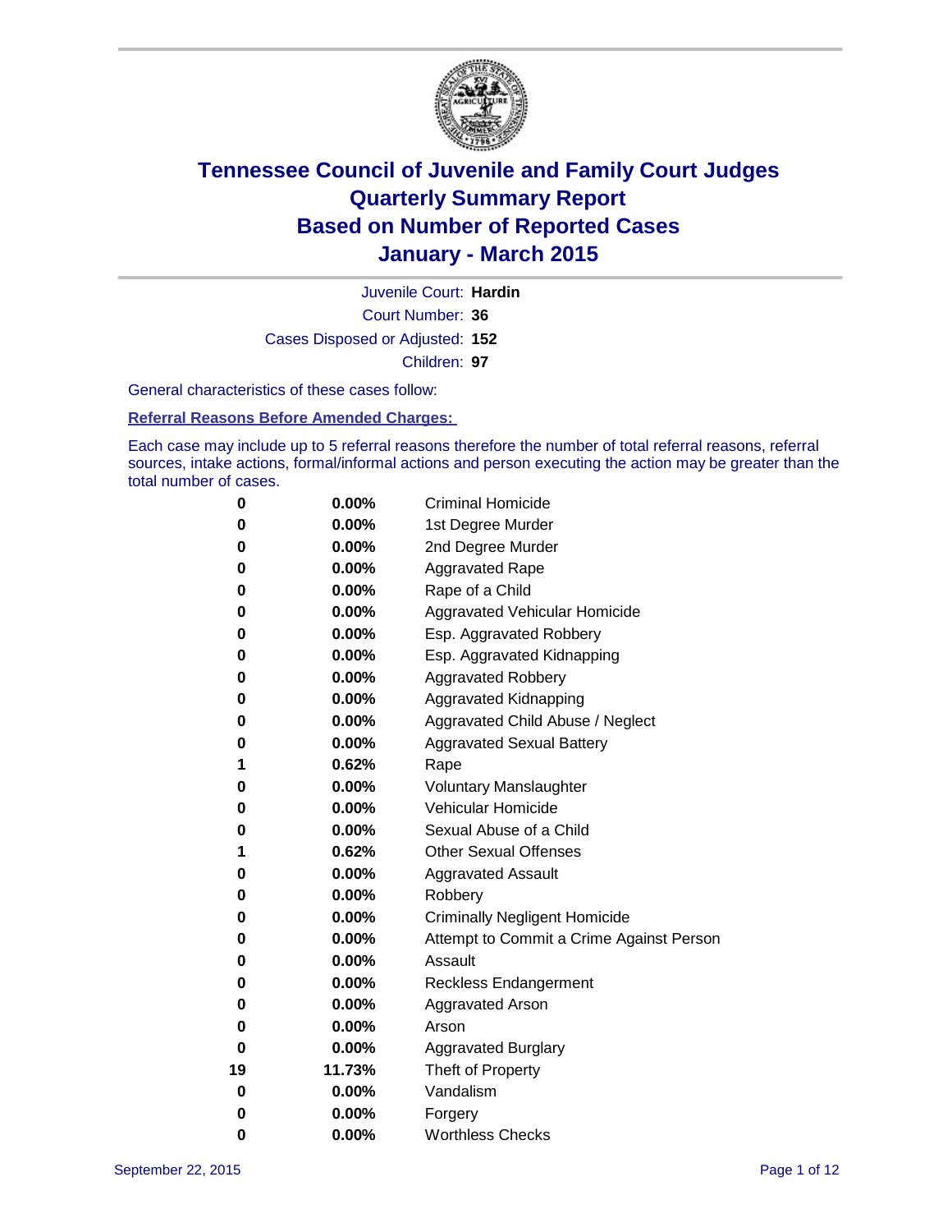# Tennessee Council of Juvenile and Family Court Judges
## Quarterly Summary Report
## Based on Number of Reported Cases
## January - March 2015

Juvenile Court: **Hardin**

Court Number: **36**

Cases Disposed or Adjusted: **152**

Children: **97**

General characteristics of these cases follow:

**Referral Reasons Before Amended Charges:**

Each case may include up to 5 referral reasons therefore the number of total referral reasons, referral sources, intake actions, formal/informal actions and person executing the action may be greater than the total number of cases.

| | | |
|---|---|---|
| **0** | **0.00%** | Criminal Homicide |
| **0** | **0.00%** | 1st Degree Murder |
| **0** | **0.00%** | 2nd Degree Murder |
| **0** | **0.00%** | Aggravated Rape |
| **0** | **0.00%** | Rape of a Child |
| **0** | **0.00%** | Aggravated Vehicular Homicide |
| **0** | **0.00%** | Esp. Aggravated Robbery |
| **0** | **0.00%** | Esp. Aggravated Kidnapping |
| **0** | **0.00%** | Aggravated Robbery |
| **0** | **0.00%** | Aggravated Kidnapping |
| **0** | **0.00%** | Aggravated Child Abuse / Neglect |
| **0** | **0.00%** | Aggravated Sexual Battery |
| **1** | **0.62%** | Rape |
| **0** | **0.00%** | Voluntary Manslaughter |
| **0** | **0.00%** | Vehicular Homicide |
| **0** | **0.00%** | Sexual Abuse of a Child |
| **1** | **0.62%** | Other Sexual Offenses |
| **0** | **0.00%** | Aggravated Assault |
| **0** | **0.00%** | Robbery |
| **0** | **0.00%** | Criminally Negligent Homicide |
| **0** | **0.00%** | Attempt to Commit a Crime Against Person |
| **0** | **0.00%** | Assault |
| **0** | **0.00%** | Reckless Endangerment |
| **0** | **0.00%** | Aggravated Arson |
| **0** | **0.00%** | Arson |
| **0** | **0.00%** | Aggravated Burglary |
| **19** | **11.73%** | Theft of Property |
| **0** | **0.00%** | Vandalism |
| **0** | **0.00%** | Forgery |
| **0** | **0.00%** | Worthless Checks |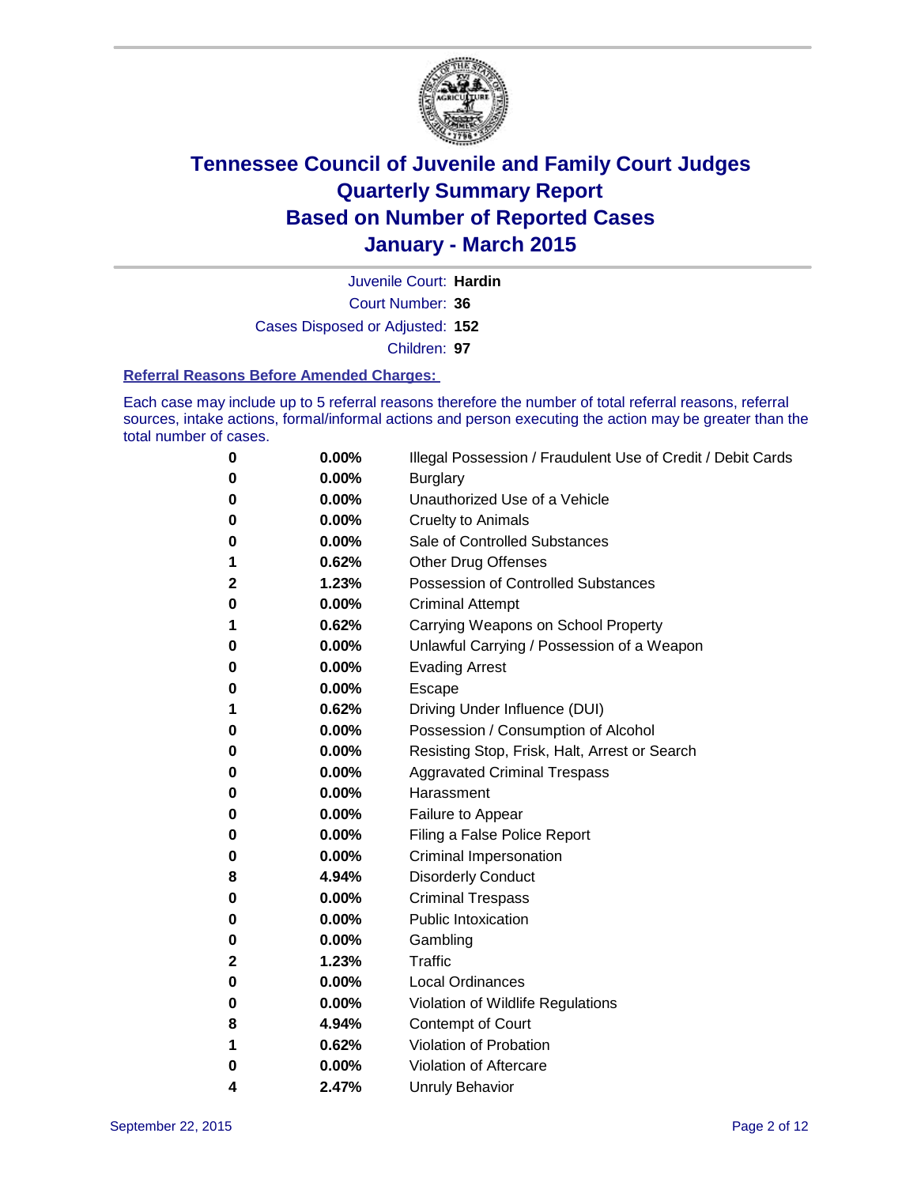# Tennessee Council of Juvenile and Family Court Judges
## Quarterly Summary Report
## Based on Number of Reported Cases
## January - March 2015

Juvenile Court: **Hardin**

Court Number: **36**

Cases Disposed or Adjusted: **152**

Children: **97**

### Referral Reasons Before Amended Charges:

Each case may include up to 5 referral reasons therefore the number of total referral reasons, referral sources, intake actions, formal/informal actions and person executing the action may be greater than the total number of cases.

| Count | Percent | Referral Reason |
|---|---|---|
| 0 | 0.00% | Illegal Possession / Fraudulent Use of Credit / Debit Cards |
| 0 | 0.00% | Burglary |
| 0 | 0.00% | Unauthorized Use of a Vehicle |
| 0 | 0.00% | Cruelty to Animals |
| 0 | 0.00% | Sale of Controlled Substances |
| 1 | 0.62% | Other Drug Offenses |
| 2 | 1.23% | Possession of Controlled Substances |
| 0 | 0.00% | Criminal Attempt |
| 1 | 0.62% | Carrying Weapons on School Property |
| 0 | 0.00% | Unlawful Carrying / Possession of a Weapon |
| 0 | 0.00% | Evading Arrest |
| 0 | 0.00% | Escape |
| 1 | 0.62% | Driving Under Influence (DUI) |
| 0 | 0.00% | Possession / Consumption of Alcohol |
| 0 | 0.00% | Resisting Stop, Frisk, Halt, Arrest or Search |
| 0 | 0.00% | Aggravated Criminal Trespass |
| 0 | 0.00% | Harassment |
| 0 | 0.00% | Failure to Appear |
| 0 | 0.00% | Filing a False Police Report |
| 0 | 0.00% | Criminal Impersonation |
| 8 | 4.94% | Disorderly Conduct |
| 0 | 0.00% | Criminal Trespass |
| 0 | 0.00% | Public Intoxication |
| 0 | 0.00% | Gambling |
| 2 | 1.23% | Traffic |
| 0 | 0.00% | Local Ordinances |
| 0 | 0.00% | Violation of Wildlife Regulations |
| 8 | 4.94% | Contempt of Court |
| 1 | 0.62% | Violation of Probation |
| 0 | 0.00% | Violation of Aftercare |
| 4 | 2.47% | Unruly Behavior |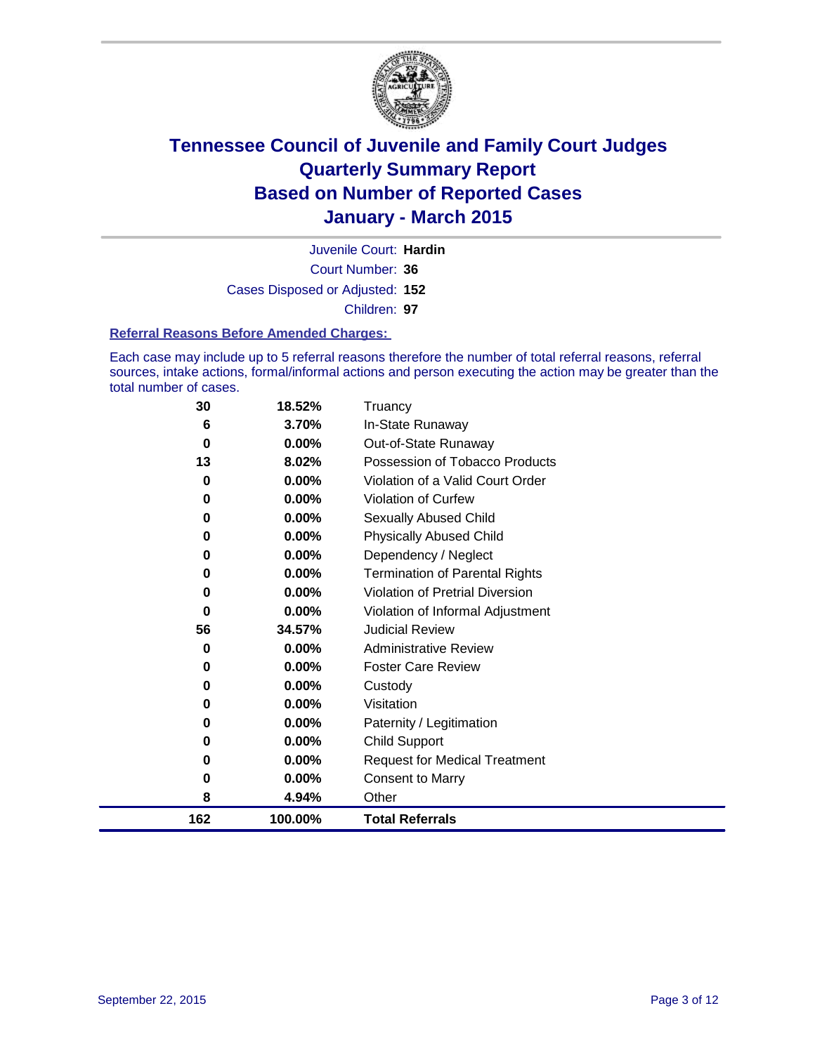# Tennessee Council of Juvenile and Family Court Judges
## Quarterly Summary Report
## Based on Number of Reported Cases
## January - March 2015

Juvenile Court: **Hardin**

Court Number: **36**

Cases Disposed or Adjusted: **152**

Children: **97**

### Referral Reasons Before Amended Charges:

Each case may include up to 5 referral reasons therefore the number of total referral reasons, referral sources, intake actions, formal/informal actions and person executing the action may be greater than the total number of cases.

| Count | Percent | Referral Reason |
|---|---|---|
| 30 | 18.52% | Truancy |
| 6 | 3.70% | In-State Runaway |
| 0 | 0.00% | Out-of-State Runaway |
| 13 | 8.02% | Possession of Tobacco Products |
| 0 | 0.00% | Violation of a Valid Court Order |
| 0 | 0.00% | Violation of Curfew |
| 0 | 0.00% | Sexually Abused Child |
| 0 | 0.00% | Physically Abused Child |
| 0 | 0.00% | Dependency / Neglect |
| 0 | 0.00% | Termination of Parental Rights |
| 0 | 0.00% | Violation of Pretrial Diversion |
| 0 | 0.00% | Violation of Informal Adjustment |
| 56 | 34.57% | Judicial Review |
| 0 | 0.00% | Administrative Review |
| 0 | 0.00% | Foster Care Review |
| 0 | 0.00% | Custody |
| 0 | 0.00% | Visitation |
| 0 | 0.00% | Paternity / Legitimation |
| 0 | 0.00% | Child Support |
| 0 | 0.00% | Request for Medical Treatment |
| 0 | 0.00% | Consent to Marry |
| 8 | 4.94% | Other |
| **162** | **100.00%** | **Total Referrals** |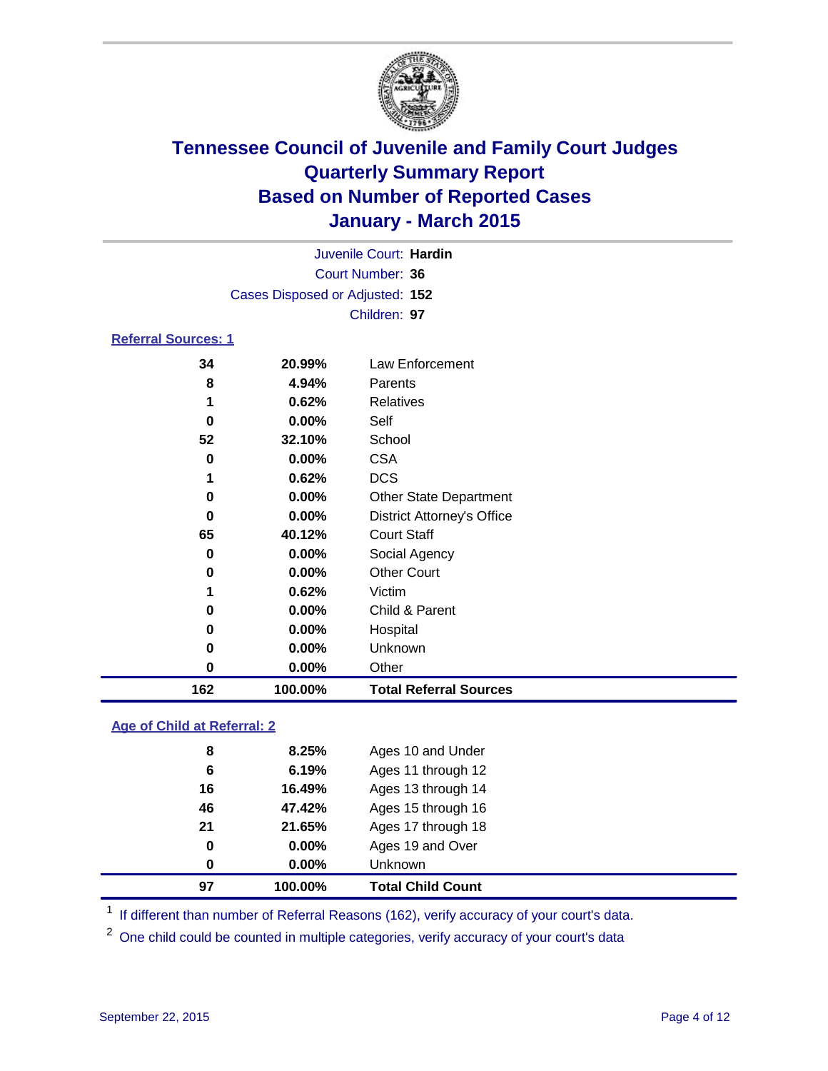# Tennessee Council of Juvenile and Family Court Judges
# Quarterly Summary Report
# Based on Number of Reported Cases
# January - March 2015

Juvenile Court: **Hardin**
Court Number: **36**
Cases Disposed or Adjusted: **152**
Children: **97**

## Referral Sources: 1

| Count | Percent | Source |
|---|---|---|
| 34 | 20.99% | Law Enforcement |
| 8 | 4.94% | Parents |
| 1 | 0.62% | Relatives |
| 0 | 0.00% | Self |
| 52 | 32.10% | School |
| 0 | 0.00% | CSA |
| 1 | 0.62% | DCS |
| 0 | 0.00% | Other State Department |
| 0 | 0.00% | District Attorney's Office |
| 65 | 40.12% | Court Staff |
| 0 | 0.00% | Social Agency |
| 0 | 0.00% | Other Court |
| 1 | 0.62% | Victim |
| 0 | 0.00% | Child & Parent |
| 0 | 0.00% | Hospital |
| 0 | 0.00% | Unknown |
| 0 | 0.00% | Other |
| **162** | **100.00%** | **Total Referral Sources** |

## Age of Child at Referral: 2

| Count | Percent | Age |
|---|---|---|
| 8 | 8.25% | Ages 10 and Under |
| 6 | 6.19% | Ages 11 through 12 |
| 16 | 16.49% | Ages 13 through 14 |
| 46 | 47.42% | Ages 15 through 16 |
| 21 | 21.65% | Ages 17 through 18 |
| 0 | 0.00% | Ages 19 and Over |
| 0 | 0.00% | Unknown |
| **97** | **100.00%** | **Total Child Count** |

[1] If different than number of Referral Reasons (162), verify accuracy of your court's data.

[2] One child could be counted in multiple categories, verify accuracy of your court's data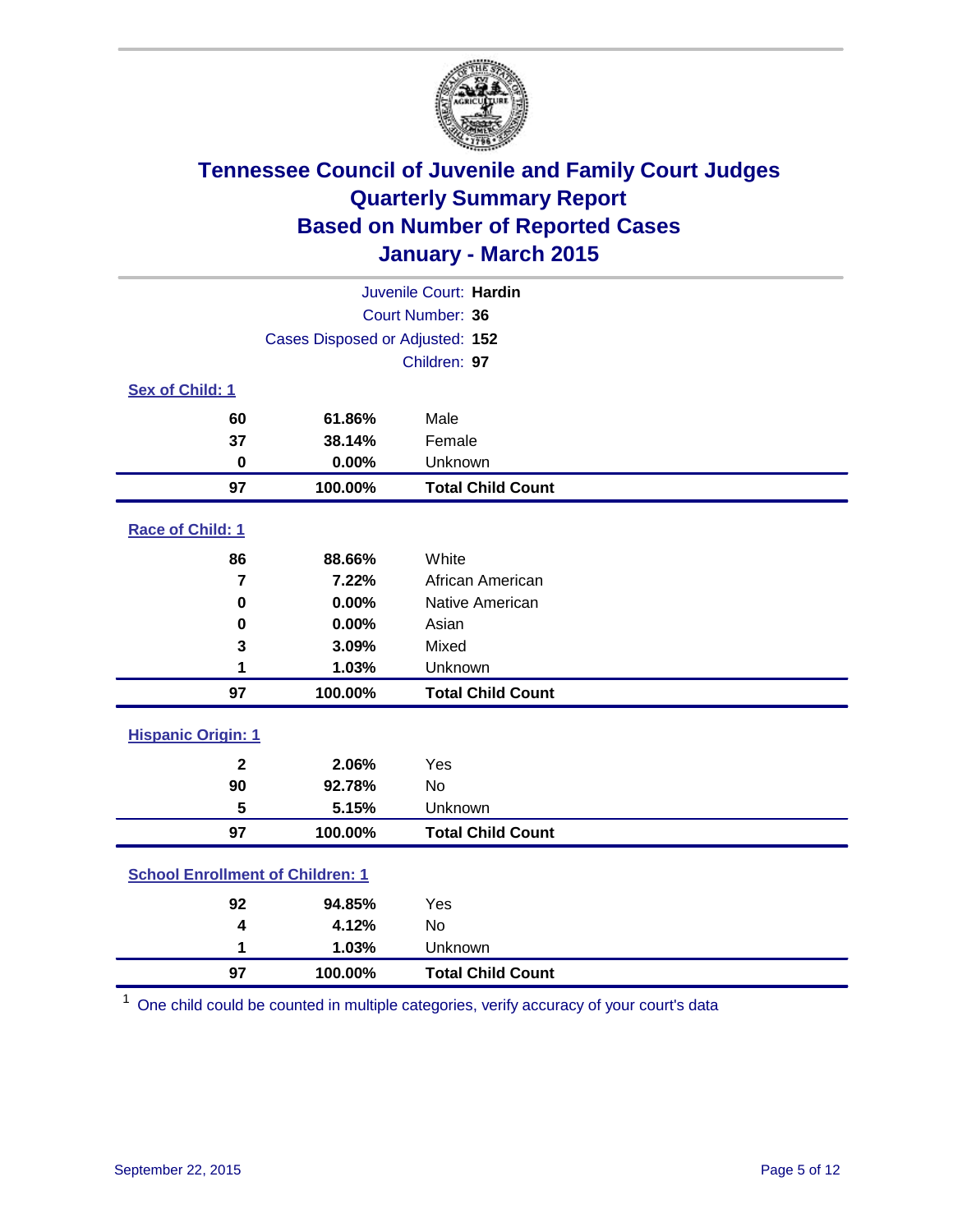# Tennessee Council of Juvenile and Family Court Judges
## Quarterly Summary Report
## Based on Number of Reported Cases
## January - March 2015

Juvenile Court: **Hardin**

Court Number: **36**

Cases Disposed or Adjusted: **152**

Children: **97**

### Sex of Child: 1

| Count | Percent | Category |
|---|---|---|
| 60 | 61.86% | Male |
| 37 | 38.14% | Female |
| 0 | 0.00% | Unknown |
| **97** | **100.00%** | **Total Child Count** |

### Race of Child: 1

| Count | Percent | Category |
|---|---|---|
| 86 | 88.66% | White |
| 7 | 7.22% | African American |
| 0 | 0.00% | Native American |
| 0 | 0.00% | Asian |
| 3 | 3.09% | Mixed |
| 1 | 1.03% | Unknown |
| **97** | **100.00%** | **Total Child Count** |

### Hispanic Origin: 1

| Count | Percent | Category |
|---|---|---|
| 2 | 2.06% | Yes |
| 90 | 92.78% | No |
| 5 | 5.15% | Unknown |
| **97** | **100.00%** | **Total Child Count** |

### School Enrollment of Children: 1

| Count | Percent | Category |
|---|---|---|
| 92 | 94.85% | Yes |
| 4 | 4.12% | No |
| 1 | 1.03% | Unknown |
| **97** | **100.00%** | **Total Child Count** |

[1] One child could be counted in multiple categories, verify accuracy of your court's data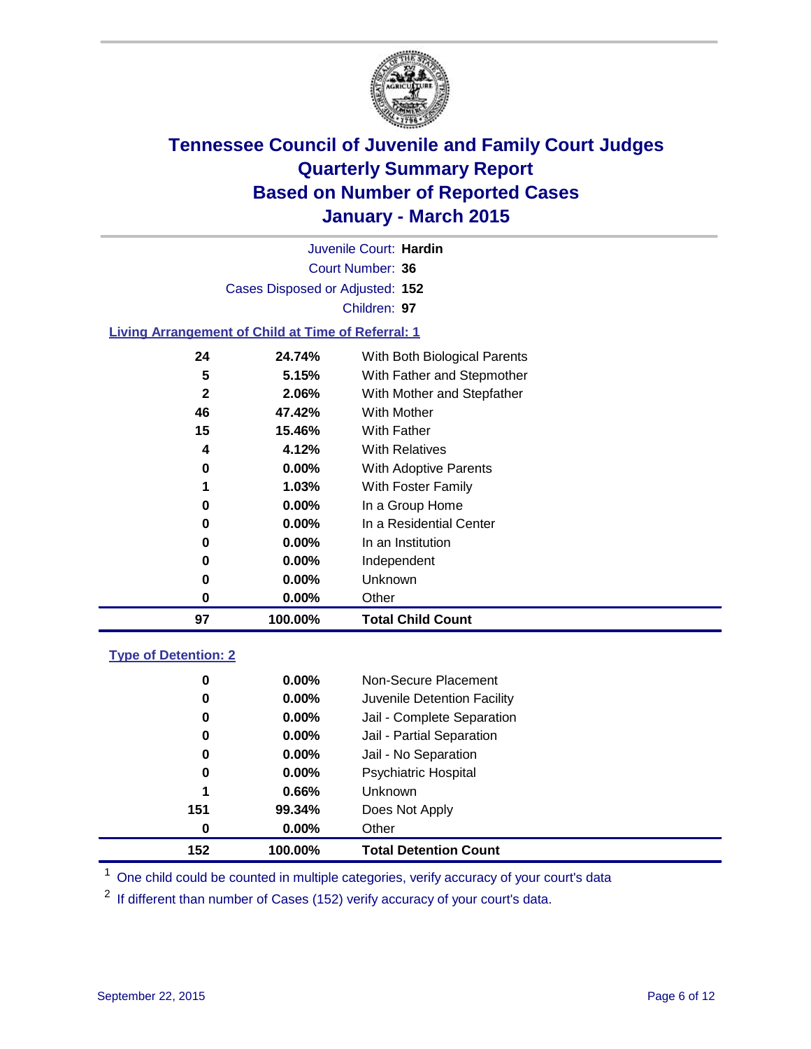# Tennessee Council of Juvenile and Family Court Judges
## Quarterly Summary Report
## Based on Number of Reported Cases
## January - March 2015

Juvenile Court: **Hardin**

Court Number: **36**

Cases Disposed or Adjusted: **152**

Children: **97**

### Living Arrangement of Child at Time of Referral: 1

| Count | Percent | Category |
|---|---|---|
| 24 | 24.74% | With Both Biological Parents |
| 5 | 5.15% | With Father and Stepmother |
| 2 | 2.06% | With Mother and Stepfather |
| 46 | 47.42% | With Mother |
| 15 | 15.46% | With Father |
| 4 | 4.12% | With Relatives |
| 0 | 0.00% | With Adoptive Parents |
| 1 | 1.03% | With Foster Family |
| 0 | 0.00% | In a Group Home |
| 0 | 0.00% | In a Residential Center |
| 0 | 0.00% | In an Institution |
| 0 | 0.00% | Independent |
| 0 | 0.00% | Unknown |
| 0 | 0.00% | Other |
| **97** | **100.00%** | **Total Child Count** |

### Type of Detention: 2

| Count | Percent | Category |
|---|---|---|
| 0 | 0.00% | Non-Secure Placement |
| 0 | 0.00% | Juvenile Detention Facility |
| 0 | 0.00% | Jail - Complete Separation |
| 0 | 0.00% | Jail - Partial Separation |
| 0 | 0.00% | Jail - No Separation |
| 0 | 0.00% | Psychiatric Hospital |
| 1 | 0.66% | Unknown |
| 151 | 99.34% | Does Not Apply |
| 0 | 0.00% | Other |
| **152** | **100.00%** | **Total Detention Count** |

[1] One child could be counted in multiple categories, verify accuracy of your court's data

[2] If different than number of Cases (152) verify accuracy of your court's data.

September 22, 2015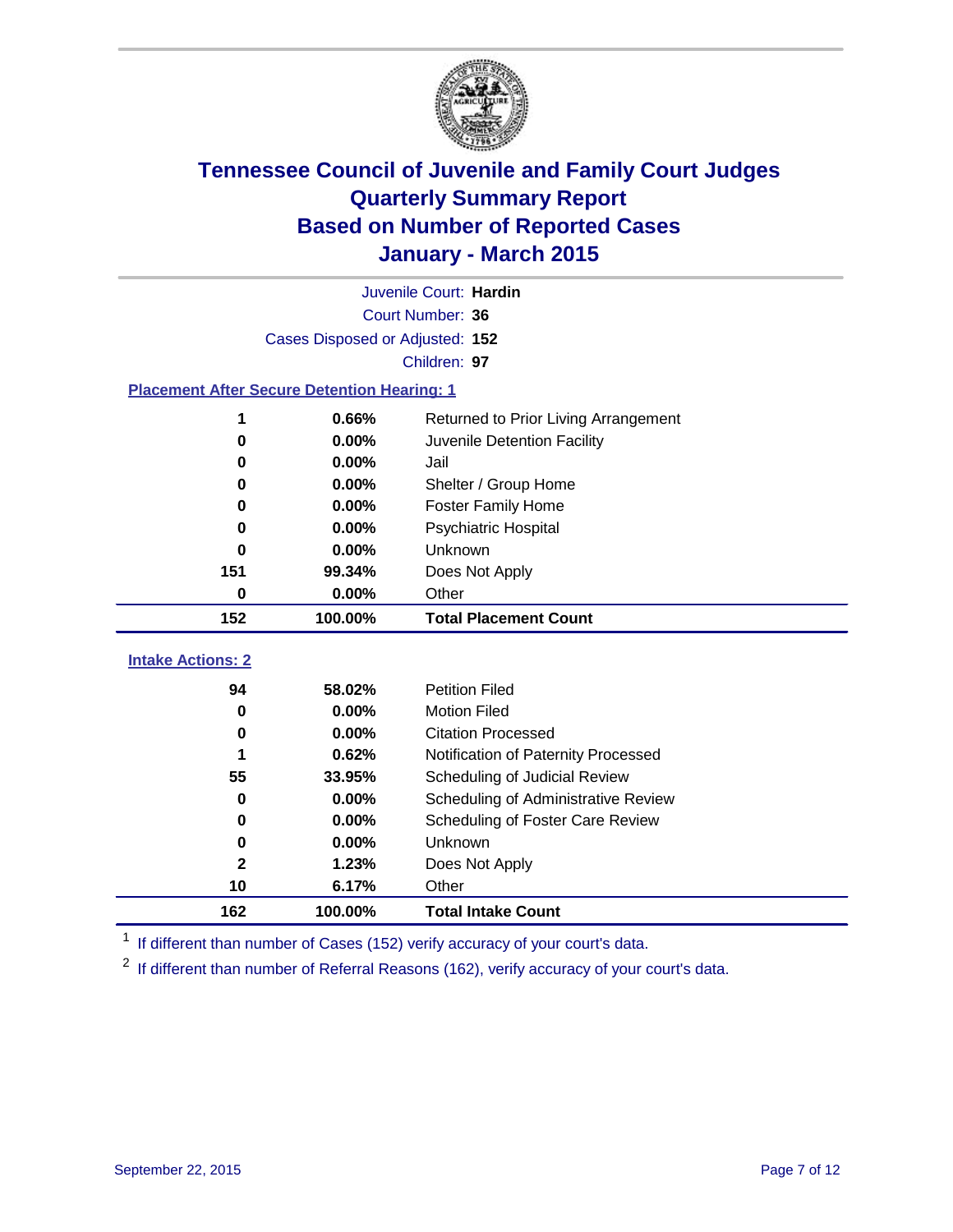# Tennessee Council of Juvenile and Family Court Judges
# Quarterly Summary Report
# Based on Number of Reported Cases
# January - March 2015

Juvenile Court: **Hardin**

Court Number: **36**

Cases Disposed or Adjusted: **152**

Children: **97**

### Placement After Secure Detention Hearing: 1

| | | |
|---|---|---|
| 1 | 0.66% | Returned to Prior Living Arrangement |
| 0 | 0.00% | Juvenile Detention Facility |
| 0 | 0.00% | Jail |
| 0 | 0.00% | Shelter / Group Home |
| 0 | 0.00% | Foster Family Home |
| 0 | 0.00% | Psychiatric Hospital |
| 0 | 0.00% | Unknown |
| 151 | 99.34% | Does Not Apply |
| 0 | 0.00% | Other |
| **152** | **100.00%** | **Total Placement Count** |

### Intake Actions: 2

| | | |
|---|---|---|
| 94 | 58.02% | Petition Filed |
| 0 | 0.00% | Motion Filed |
| 0 | 0.00% | Citation Processed |
| 1 | 0.62% | Notification of Paternity Processed |
| 55 | 33.95% | Scheduling of Judicial Review |
| 0 | 0.00% | Scheduling of Administrative Review |
| 0 | 0.00% | Scheduling of Foster Care Review |
| 0 | 0.00% | Unknown |
| 2 | 1.23% | Does Not Apply |
| 10 | 6.17% | Other |
| **162** | **100.00%** | **Total Intake Count** |

[1] If different than number of Cases (152) verify accuracy of your court's data.

[2] If different than number of Referral Reasons (162), verify accuracy of your court's data.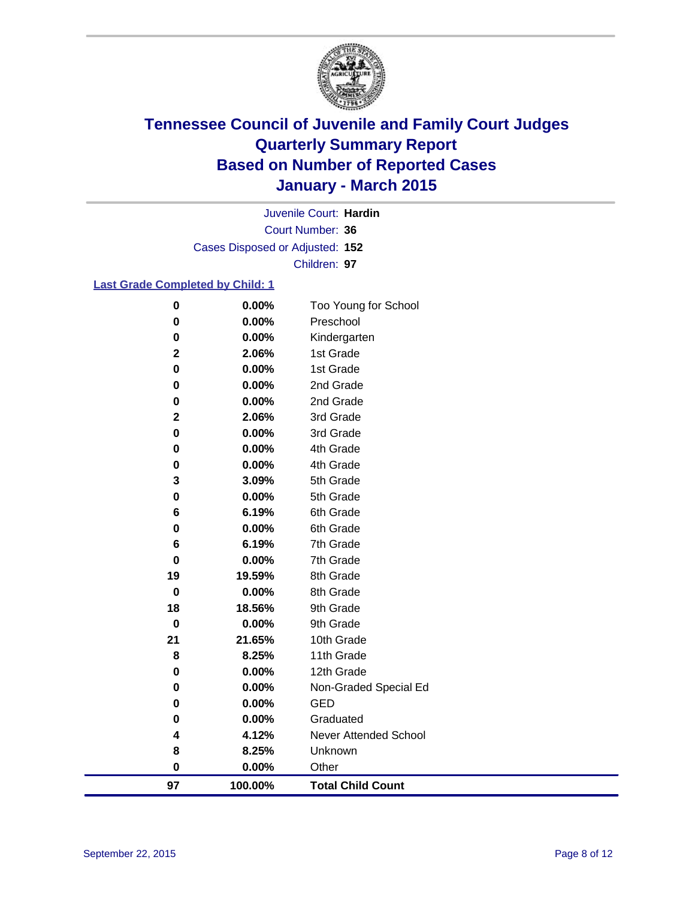# Tennessee Council of Juvenile and Family Court Judges
# Quarterly Summary Report
# Based on Number of Reported Cases
# January - March 2015

Juvenile Court: **Hardin**
Court Number: **36**
Cases Disposed or Adjusted: **152**
Children: **97**

## Last Grade Completed by Child: 1

| Count | Percent | Grade |
|---|---|---|
| 0 | 0.00% | Too Young for School |
| 0 | 0.00% | Preschool |
| 0 | 0.00% | Kindergarten |
| 2 | 2.06% | 1st Grade |
| 0 | 0.00% | 1st Grade |
| 0 | 0.00% | 2nd Grade |
| 0 | 0.00% | 2nd Grade |
| 2 | 2.06% | 3rd Grade |
| 0 | 0.00% | 3rd Grade |
| 0 | 0.00% | 4th Grade |
| 0 | 0.00% | 4th Grade |
| 3 | 3.09% | 5th Grade |
| 0 | 0.00% | 5th Grade |
| 6 | 6.19% | 6th Grade |
| 0 | 0.00% | 6th Grade |
| 6 | 6.19% | 7th Grade |
| 0 | 0.00% | 7th Grade |
| 19 | 19.59% | 8th Grade |
| 0 | 0.00% | 8th Grade |
| 18 | 18.56% | 9th Grade |
| 0 | 0.00% | 9th Grade |
| 21 | 21.65% | 10th Grade |
| 8 | 8.25% | 11th Grade |
| 0 | 0.00% | 12th Grade |
| 0 | 0.00% | Non-Graded Special Ed |
| 0 | 0.00% | GED |
| 0 | 0.00% | Graduated |
| 4 | 4.12% | Never Attended School |
| 8 | 8.25% | Unknown |
| 0 | 0.00% | Other |
| **97** | **100.00%** | **Total Child Count** |

September 22, 2015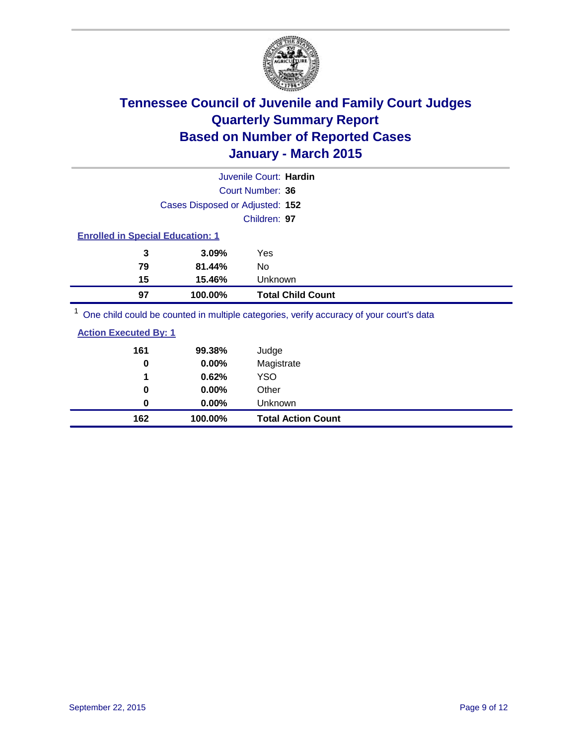# Tennessee Council of Juvenile and Family Court Judges
# Quarterly Summary Report
# Based on Number of Reported Cases
# January - March 2015

Juvenile Court: **Hardin**
Court Number: **36**
Cases Disposed or Adjusted: **152**
Children: **97**

**Enrolled in Special Education: 1**

| Count | Percent | Category |
|---|---|---|
| 3 | 3.09% | Yes |
| 79 | 81.44% | No |
| 15 | 15.46% | Unknown |
| **97** | **100.00%** | **Total Child Count** |

[1] One child could be counted in multiple categories, verify accuracy of your court's data

**Action Executed By: 1**

| Count | Percent | Category |
|---|---|---|
| 161 | 99.38% | Judge |
| 0 | 0.00% | Magistrate |
| 1 | 0.62% | YSO |
| 0 | 0.00% | Other |
| 0 | 0.00% | Unknown |
| **162** | **100.00%** | **Total Action Count** |

September 22, 2015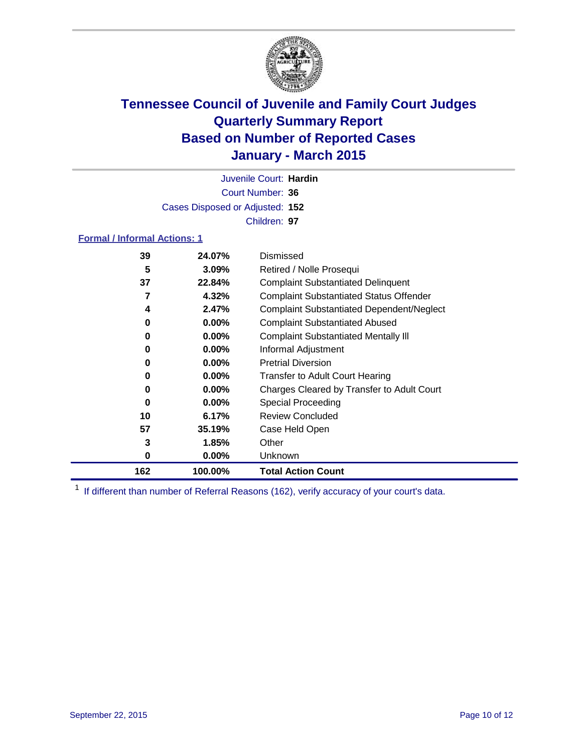# Tennessee Council of Juvenile and Family Court Judges
# Quarterly Summary Report
# Based on Number of Reported Cases
# January - March 2015

Juvenile Court: **Hardin**

Court Number: **36**

Cases Disposed or Adjusted: **152**

Children: **97**

### Formal / Informal Actions: 1

| Count | Percent | Action |
|---|---|---|
| 39 | 24.07% | Dismissed |
| 5 | 3.09% | Retired / Nolle Prosequi |
| 37 | 22.84% | Complaint Substantiated Delinquent |
| 7 | 4.32% | Complaint Substantiated Status Offender |
| 4 | 2.47% | Complaint Substantiated Dependent/Neglect |
| 0 | 0.00% | Complaint Substantiated Abused |
| 0 | 0.00% | Complaint Substantiated Mentally Ill |
| 0 | 0.00% | Informal Adjustment |
| 0 | 0.00% | Pretrial Diversion |
| 0 | 0.00% | Transfer to Adult Court Hearing |
| 0 | 0.00% | Charges Cleared by Transfer to Adult Court |
| 0 | 0.00% | Special Proceeding |
| 10 | 6.17% | Review Concluded |
| 57 | 35.19% | Case Held Open |
| 3 | 1.85% | Other |
| 0 | 0.00% | Unknown |
| **162** | **100.00%** | **Total Action Count** |

[1] If different than number of Referral Reasons (162), verify accuracy of your court's data.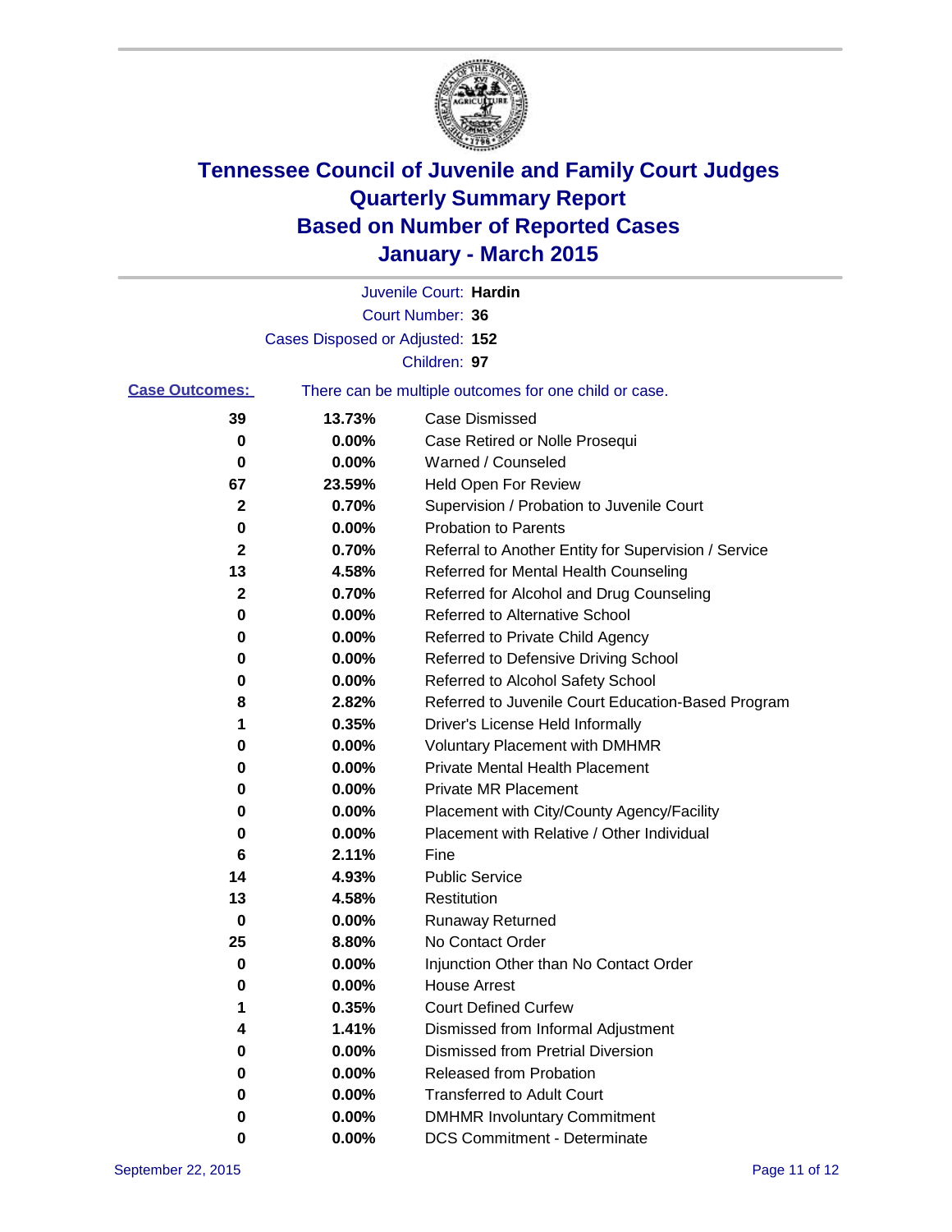# Tennessee Council of Juvenile and Family Court Judges
# Quarterly Summary Report
# Based on Number of Reported Cases
# January - March 2015

Juvenile Court: **Hardin**

Court Number: **36**

Cases Disposed or Adjusted: **152**

Children: **97**

**Case Outcomes:** There can be multiple outcomes for one child or case.

| Count | Percent | Outcome |
|---|---|---|
| 39 | 13.73% | Case Dismissed |
| 0 | 0.00% | Case Retired or Nolle Prosequi |
| 0 | 0.00% | Warned / Counseled |
| 67 | 23.59% | Held Open For Review |
| 2 | 0.70% | Supervision / Probation to Juvenile Court |
| 0 | 0.00% | Probation to Parents |
| 2 | 0.70% | Referral to Another Entity for Supervision / Service |
| 13 | 4.58% | Referred for Mental Health Counseling |
| 2 | 0.70% | Referred for Alcohol and Drug Counseling |
| 0 | 0.00% | Referred to Alternative School |
| 0 | 0.00% | Referred to Private Child Agency |
| 0 | 0.00% | Referred to Defensive Driving School |
| 0 | 0.00% | Referred to Alcohol Safety School |
| 8 | 2.82% | Referred to Juvenile Court Education-Based Program |
| 1 | 0.35% | Driver's License Held Informally |
| 0 | 0.00% | Voluntary Placement with DMHMR |
| 0 | 0.00% | Private Mental Health Placement |
| 0 | 0.00% | Private MR Placement |
| 0 | 0.00% | Placement with City/County Agency/Facility |
| 0 | 0.00% | Placement with Relative / Other Individual |
| 6 | 2.11% | Fine |
| 14 | 4.93% | Public Service |
| 13 | 4.58% | Restitution |
| 0 | 0.00% | Runaway Returned |
| 25 | 8.80% | No Contact Order |
| 0 | 0.00% | Injunction Other than No Contact Order |
| 0 | 0.00% | House Arrest |
| 1 | 0.35% | Court Defined Curfew |
| 4 | 1.41% | Dismissed from Informal Adjustment |
| 0 | 0.00% | Dismissed from Pretrial Diversion |
| 0 | 0.00% | Released from Probation |
| 0 | 0.00% | Transferred to Adult Court |
| 0 | 0.00% | DMHMR Involuntary Commitment |
| 0 | 0.00% | DCS Commitment - Determinate |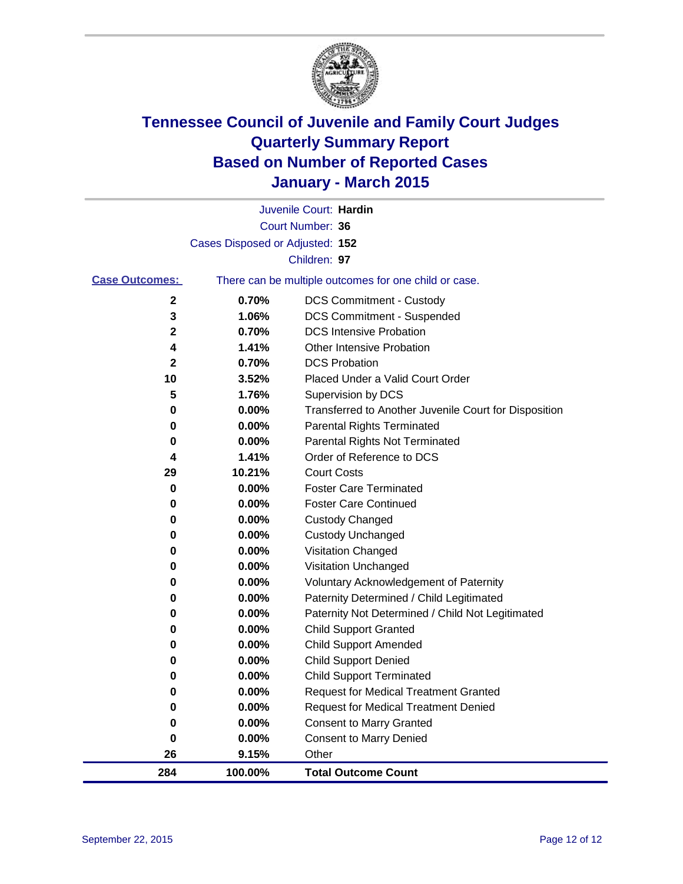# Tennessee Council of Juvenile and Family Court Judges
# Quarterly Summary Report
# Based on Number of Reported Cases
# January - March 2015

Juvenile Court: **Hardin**

Court Number: **36**

Cases Disposed or Adjusted: **152**

Children: **97**

**Case Outcomes:** There can be multiple outcomes for one child or case.

| | | |
|---|---|---|
| **2** | **0.70%** | DCS Commitment - Custody |
| **3** | **1.06%** | DCS Commitment - Suspended |
| **2** | **0.70%** | DCS Intensive Probation |
| **4** | **1.41%** | Other Intensive Probation |
| **2** | **0.70%** | DCS Probation |
| **10** | **3.52%** | Placed Under a Valid Court Order |
| **5** | **1.76%** | Supervision by DCS |
| **0** | **0.00%** | Transferred to Another Juvenile Court for Disposition |
| **0** | **0.00%** | Parental Rights Terminated |
| **0** | **0.00%** | Parental Rights Not Terminated |
| **4** | **1.41%** | Order of Reference to DCS |
| **29** | **10.21%** | Court Costs |
| **0** | **0.00%** | Foster Care Terminated |
| **0** | **0.00%** | Foster Care Continued |
| **0** | **0.00%** | Custody Changed |
| **0** | **0.00%** | Custody Unchanged |
| **0** | **0.00%** | Visitation Changed |
| **0** | **0.00%** | Visitation Unchanged |
| **0** | **0.00%** | Voluntary Acknowledgement of Paternity |
| **0** | **0.00%** | Paternity Determined / Child Legitimated |
| **0** | **0.00%** | Paternity Not Determined / Child Not Legitimated |
| **0** | **0.00%** | Child Support Granted |
| **0** | **0.00%** | Child Support Amended |
| **0** | **0.00%** | Child Support Denied |
| **0** | **0.00%** | Child Support Terminated |
| **0** | **0.00%** | Request for Medical Treatment Granted |
| **0** | **0.00%** | Request for Medical Treatment Denied |
| **0** | **0.00%** | Consent to Marry Granted |
| **0** | **0.00%** | Consent to Marry Denied |
| **26** | **9.15%** | Other |
| **284** | **100.00%** | **Total Outcome Count** |

September 22, 2015